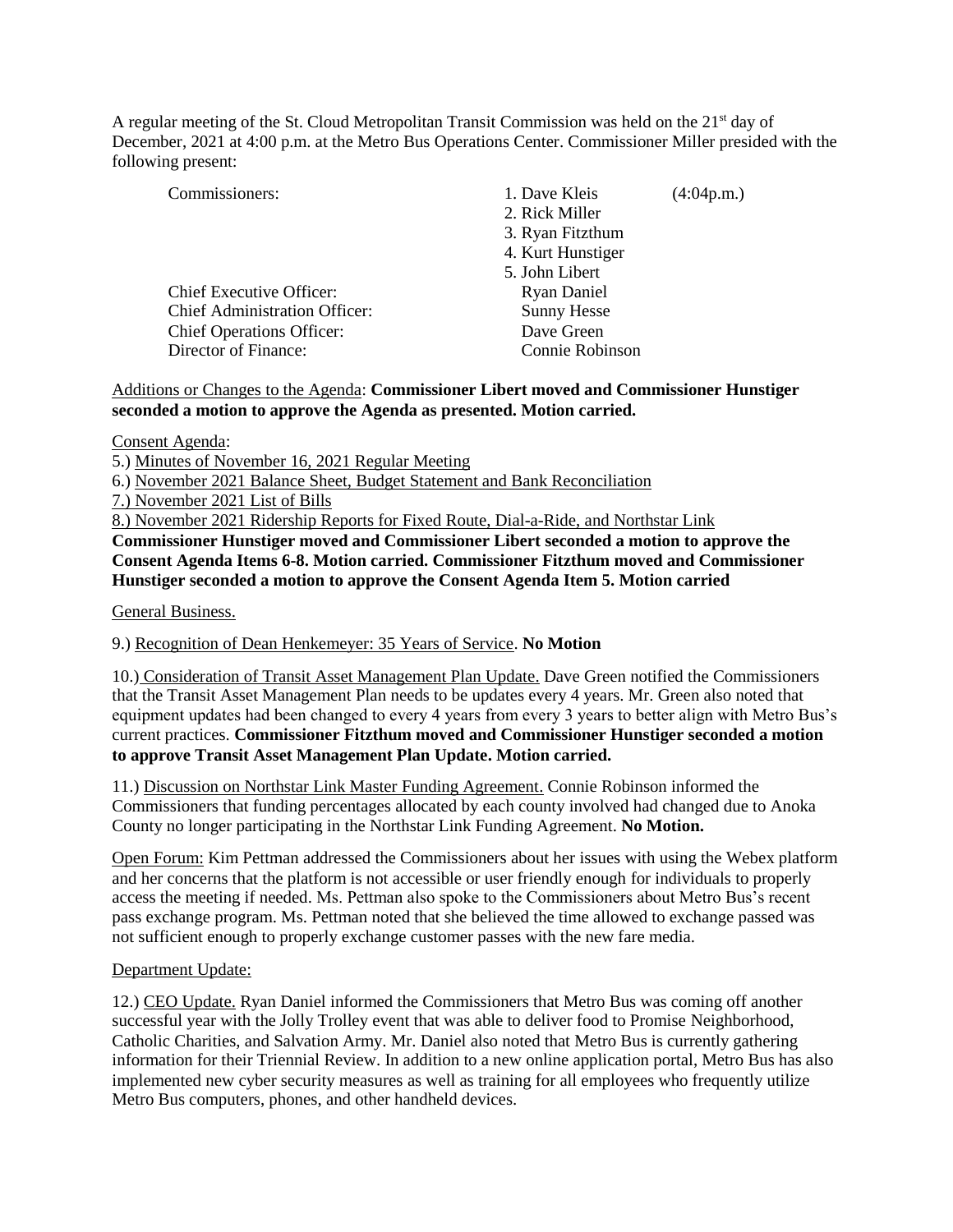A regular meeting of the St. Cloud Metropolitan Transit Commission was held on the 21st day of December, 2021 at 4:00 p.m. at the Metro Bus Operations Center. Commissioner Miller presided with the following present:

| | | |
|---|---|---|
| Commissioners: | 1. Dave Kleis | (4:04p.m.) |
| | 2. Rick Miller | |
| | 3. Ryan Fitzthum | |
| | 4. Kurt Hunstiger | |
| | 5. John Libert | |
| Chief Executive Officer: | Ryan Daniel | |
| Chief Administration Officer: | Sunny Hesse | |
| Chief Operations Officer: | Dave Green | |
| Director of Finance: | Connie Robinson | |

Additions or Changes to the Agenda: **Commissioner Libert moved and Commissioner Hunstiger seconded a motion to approve the Agenda as presented. Motion carried.**

Consent Agenda:

5.) Minutes of November 16, 2021 Regular Meeting

6.) November 2021 Balance Sheet, Budget Statement and Bank Reconciliation

7.) November 2021 List of Bills

8.) November 2021 Ridership Reports for Fixed Route, Dial-a-Ride, and Northstar Link

**Commissioner Hunstiger moved and Commissioner Libert seconded a motion to approve the Consent Agenda Items 6-8. Motion carried. Commissioner Fitzthum moved and Commissioner Hunstiger seconded a motion to approve the Consent Agenda Item 5. Motion carried**

General Business.

9.) Recognition of Dean Henkemeyer: 35 Years of Service. **No Motion**

10.) Consideration of Transit Asset Management Plan Update. Dave Green notified the Commissioners that the Transit Asset Management Plan needs to be updates every 4 years. Mr. Green also noted that equipment updates had been changed to every 4 years from every 3 years to better align with Metro Bus's current practices. **Commissioner Fitzthum moved and Commissioner Hunstiger seconded a motion to approve Transit Asset Management Plan Update. Motion carried.**

11.) Discussion on Northstar Link Master Funding Agreement. Connie Robinson informed the Commissioners that funding percentages allocated by each county involved had changed due to Anoka County no longer participating in the Northstar Link Funding Agreement. **No Motion.**

Open Forum: Kim Pettman addressed the Commissioners about her issues with using the Webex platform and her concerns that the platform is not accessible or user friendly enough for individuals to properly access the meeting if needed. Ms. Pettman also spoke to the Commissioners about Metro Bus's recent pass exchange program. Ms. Pettman noted that she believed the time allowed to exchange passed was not sufficient enough to properly exchange customer passes with the new fare media.

Department Update:

12.) CEO Update. Ryan Daniel informed the Commissioners that Metro Bus was coming off another successful year with the Jolly Trolley event that was able to deliver food to Promise Neighborhood, Catholic Charities, and Salvation Army. Mr. Daniel also noted that Metro Bus is currently gathering information for their Triennial Review. In addition to a new online application portal, Metro Bus has also implemented new cyber security measures as well as training for all employees who frequently utilize Metro Bus computers, phones, and other handheld devices.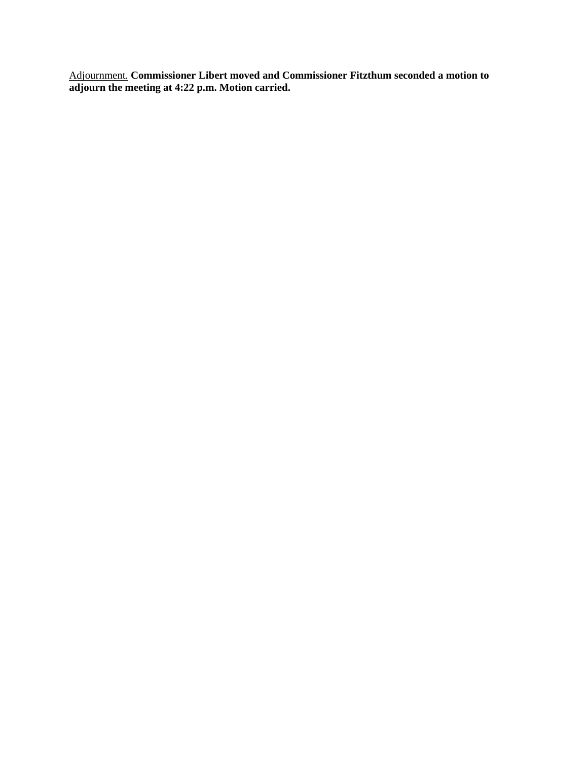<u>Adjournment.</u> **Commissioner Libert moved and Commissioner Fitzthum seconded a motion to adjourn the meeting at 4:22 p.m. Motion carried.**